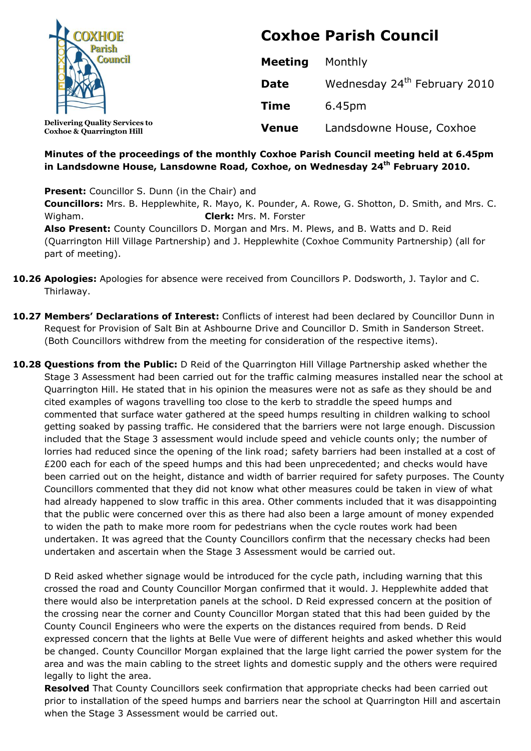COXHOE Parish Council

Delivering Quality Services to Coxhoe & Quarrington Hill

# Coxhoe Parish Council

| | |
|---|---|
| **Meeting** | Monthly |
| **Date** | Wednesday 24th February 2010 |
| **Time** | 6.45pm |
| **Venue** | Landsdowne House, Coxhoe |

**Minutes of the proceedings of the monthly Coxhoe Parish Council meeting held at 6.45pm in Landsdowne House, Lansdowne Road, Coxhoe, on Wednesday 24th February 2010.**

**Present:** Councillor S. Dunn (in the Chair) and
**Councillors:** Mrs. B. Hepplewhite, R. Mayo, K. Pounder, A. Rowe, G. Shotton, D. Smith, and Mrs. C. Wigham. **Clerk:** Mrs. M. Forster
**Also Present:** County Councillors D. Morgan and Mrs. M. Plews, and B. Watts and D. Reid (Quarrington Hill Village Partnership) and J. Hepplewhite (Coxhoe Community Partnership) (all for part of meeting).

**10.26 Apologies:** Apologies for absence were received from Councillors P. Dodsworth, J. Taylor and C. Thirlaway.

**10.27 Members' Declarations of Interest:** Conflicts of interest had been declared by Councillor Dunn in Request for Provision of Salt Bin at Ashbourne Drive and Councillor D. Smith in Sanderson Street. (Both Councillors withdrew from the meeting for consideration of the respective items).

**10.28 Questions from the Public:** D Reid of the Quarrington Hill Village Partnership asked whether the Stage 3 Assessment had been carried out for the traffic calming measures installed near the school at Quarrington Hill. He stated that in his opinion the measures were not as safe as they should be and cited examples of wagons travelling too close to the kerb to straddle the speed humps and commented that surface water gathered at the speed humps resulting in children walking to school getting soaked by passing traffic. He considered that the barriers were not large enough. Discussion included that the Stage 3 assessment would include speed and vehicle counts only; the number of lorries had reduced since the opening of the link road; safety barriers had been installed at a cost of £200 each for each of the speed humps and this had been unprecedented; and checks would have been carried out on the height, distance and width of barrier required for safety purposes. The County Councillors commented that they did not know what other measures could be taken in view of what had already happened to slow traffic in this area. Other comments included that it was disappointing that the public were concerned over this as there had also been a large amount of money expended to widen the path to make more room for pedestrians when the cycle routes work had been undertaken. It was agreed that the County Councillors confirm that the necessary checks had been undertaken and ascertain when the Stage 3 Assessment would be carried out.

D Reid asked whether signage would be introduced for the cycle path, including warning that this crossed the road and County Councillor Morgan confirmed that it would. J. Hepplewhite added that there would also be interpretation panels at the school. D Reid expressed concern at the position of the crossing near the corner and County Councillor Morgan stated that this had been guided by the County Council Engineers who were the experts on the distances required from bends. D Reid expressed concern that the lights at Belle Vue were of different heights and asked whether this would be changed. County Councillor Morgan explained that the large light carried the power system for the area and was the main cabling to the street lights and domestic supply and the others were required legally to light the area.
**Resolved** That County Councillors seek confirmation that appropriate checks had been carried out prior to installation of the speed humps and barriers near the school at Quarrington Hill and ascertain when the Stage 3 Assessment would be carried out.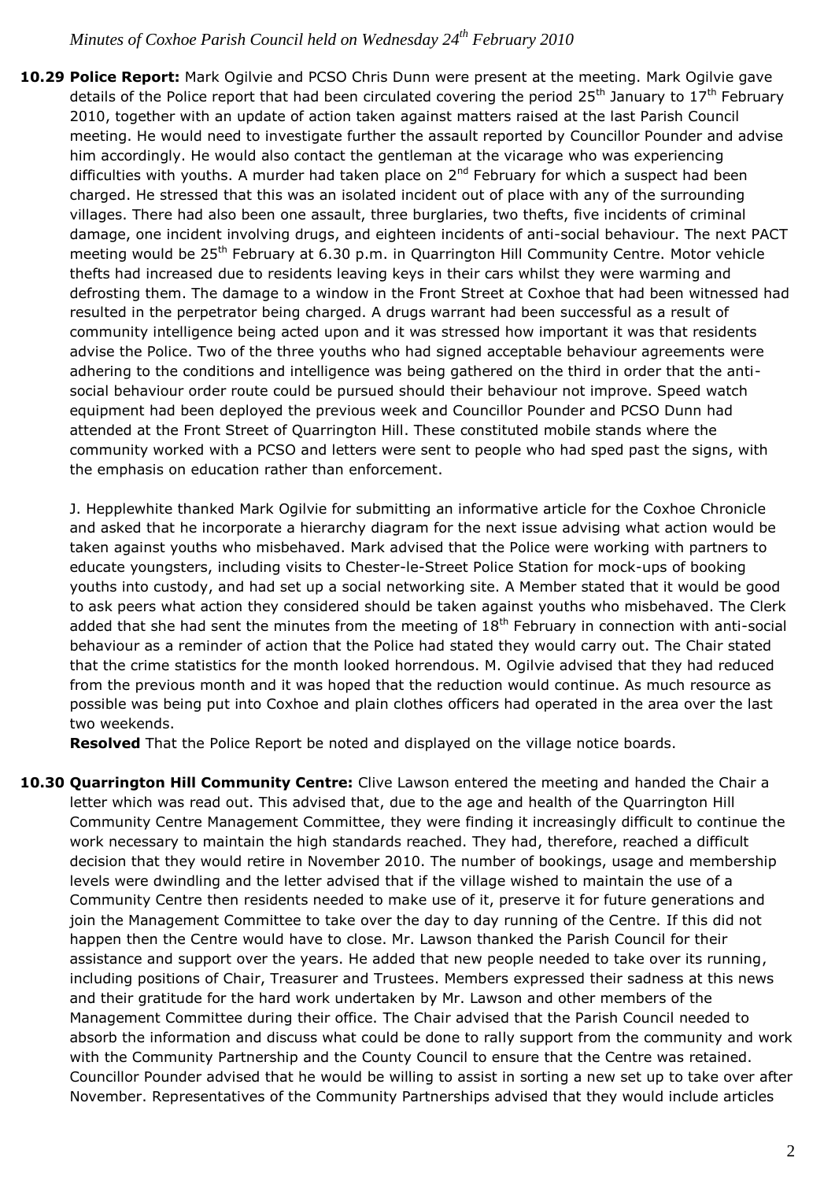**10.29 Police Report:** Mark Ogilvie and PCSO Chris Dunn were present at the meeting. Mark Ogilvie gave details of the Police report that had been circulated covering the period 25th January to 17th February 2010, together with an update of action taken against matters raised at the last Parish Council meeting. He would need to investigate further the assault reported by Councillor Pounder and advise him accordingly. He would also contact the gentleman at the vicarage who was experiencing difficulties with youths. A murder had taken place on 2nd February for which a suspect had been charged. He stressed that this was an isolated incident out of place with any of the surrounding villages. There had also been one assault, three burglaries, two thefts, five incidents of criminal damage, one incident involving drugs, and eighteen incidents of anti-social behaviour. The next PACT meeting would be 25th February at 6.30 p.m. in Quarrington Hill Community Centre. Motor vehicle thefts had increased due to residents leaving keys in their cars whilst they were warming and defrosting them. The damage to a window in the Front Street at Coxhoe that had been witnessed had resulted in the perpetrator being charged. A drugs warrant had been successful as a result of community intelligence being acted upon and it was stressed how important it was that residents advise the Police. Two of the three youths who had signed acceptable behaviour agreements were adhering to the conditions and intelligence was being gathered on the third in order that the anti-social behaviour order route could be pursued should their behaviour not improve. Speed watch equipment had been deployed the previous week and Councillor Pounder and PCSO Dunn had attended at the Front Street of Quarrington Hill. These constituted mobile stands where the community worked with a PCSO and letters were sent to people who had sped past the signs, with the emphasis on education rather than enforcement.

J. Hepplewhite thanked Mark Ogilvie for submitting an informative article for the Coxhoe Chronicle and asked that he incorporate a hierarchy diagram for the next issue advising what action would be taken against youths who misbehaved. Mark advised that the Police were working with partners to educate youngsters, including visits to Chester-le-Street Police Station for mock-ups of booking youths into custody, and had set up a social networking site. A Member stated that it would be good to ask peers what action they considered should be taken against youths who misbehaved. The Clerk added that she had sent the minutes from the meeting of 18th February in connection with anti-social behaviour as a reminder of action that the Police had stated they would carry out. The Chair stated that the crime statistics for the month looked horrendous. M. Ogilvie advised that they had reduced from the previous month and it was hoped that the reduction would continue. As much resource as possible was being put into Coxhoe and plain clothes officers had operated in the area over the last two weekends.

**Resolved** That the Police Report be noted and displayed on the village notice boards.

**10.30 Quarrington Hill Community Centre:** Clive Lawson entered the meeting and handed the Chair a letter which was read out. This advised that, due to the age and health of the Quarrington Hill Community Centre Management Committee, they were finding it increasingly difficult to continue the work necessary to maintain the high standards reached. They had, therefore, reached a difficult decision that they would retire in November 2010. The number of bookings, usage and membership levels were dwindling and the letter advised that if the village wished to maintain the use of a Community Centre then residents needed to make use of it, preserve it for future generations and join the Management Committee to take over the day to day running of the Centre. If this did not happen then the Centre would have to close. Mr. Lawson thanked the Parish Council for their assistance and support over the years. He added that new people needed to take over its running, including positions of Chair, Treasurer and Trustees. Members expressed their sadness at this news and their gratitude for the hard work undertaken by Mr. Lawson and other members of the Management Committee during their office. The Chair advised that the Parish Council needed to absorb the information and discuss what could be done to rally support from the community and work with the Community Partnership and the County Council to ensure that the Centre was retained. Councillor Pounder advised that he would be willing to assist in sorting a new set up to take over after November. Representatives of the Community Partnerships advised that they would include articles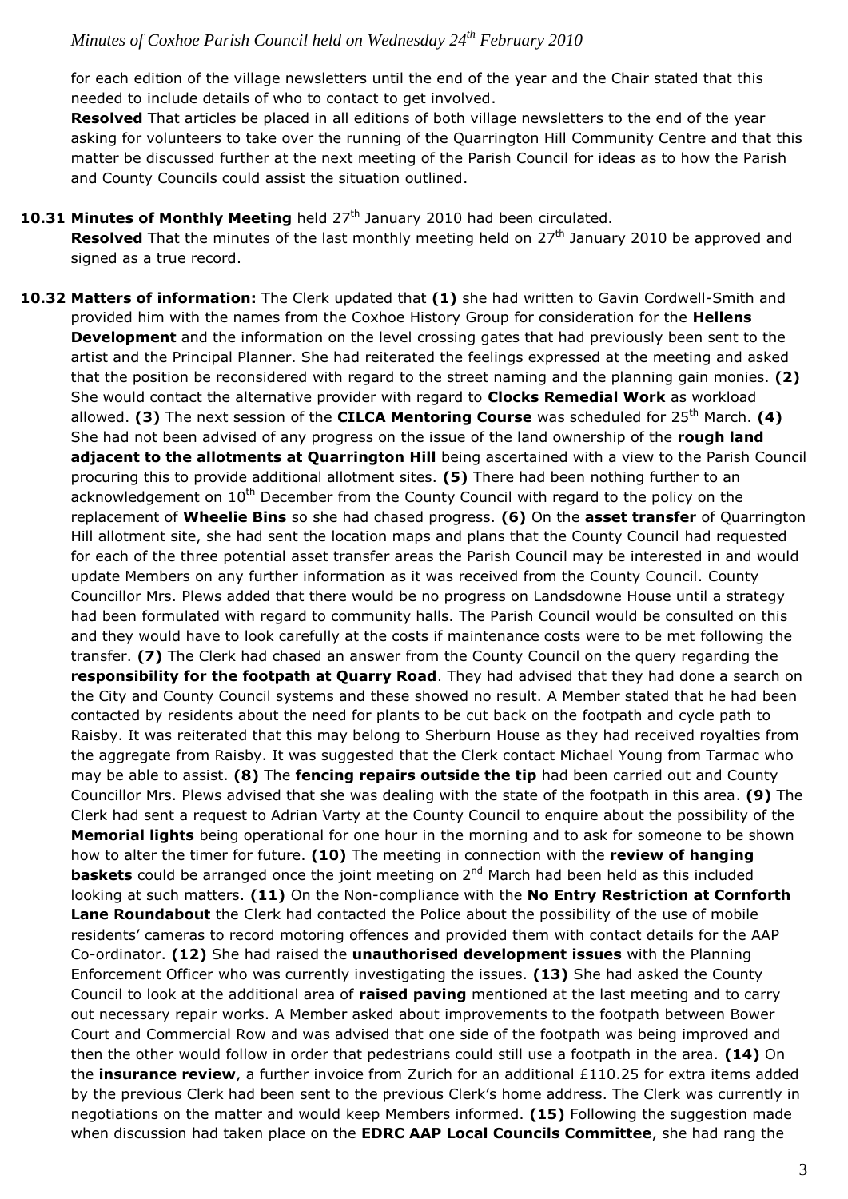for each edition of the village newsletters until the end of the year and the Chair stated that this needed to include details of who to contact to get involved.

**Resolved** That articles be placed in all editions of both village newsletters to the end of the year asking for volunteers to take over the running of the Quarrington Hill Community Centre and that this matter be discussed further at the next meeting of the Parish Council for ideas as to how the Parish and County Councils could assist the situation outlined.

**10.31 Minutes of Monthly Meeting** held 27th January 2010 had been circulated.

**Resolved** That the minutes of the last monthly meeting held on 27th January 2010 be approved and signed as a true record.

**10.32 Matters of information:** The Clerk updated that **(1)** she had written to Gavin Cordwell-Smith and provided him with the names from the Coxhoe History Group for consideration for the **Hellens Development** and the information on the level crossing gates that had previously been sent to the artist and the Principal Planner. She had reiterated the feelings expressed at the meeting and asked that the position be reconsidered with regard to the street naming and the planning gain monies. **(2)** She would contact the alternative provider with regard to **Clocks Remedial Work** as workload allowed. **(3)** The next session of the **CILCA Mentoring Course** was scheduled for 25th March. **(4)** She had not been advised of any progress on the issue of the land ownership of the **rough land adjacent to the allotments at Quarrington Hill** being ascertained with a view to the Parish Council procuring this to provide additional allotment sites. **(5)** There had been nothing further to an acknowledgement on 10th December from the County Council with regard to the policy on the replacement of **Wheelie Bins** so she had chased progress. **(6)** On the **asset transfer** of Quarrington Hill allotment site, she had sent the location maps and plans that the County Council had requested for each of the three potential asset transfer areas the Parish Council may be interested in and would update Members on any further information as it was received from the County Council. County Councillor Mrs. Plews added that there would be no progress on Landsdowne House until a strategy had been formulated with regard to community halls. The Parish Council would be consulted on this and they would have to look carefully at the costs if maintenance costs were to be met following the transfer. **(7)** The Clerk had chased an answer from the County Council on the query regarding the **responsibility for the footpath at Quarry Road**. They had advised that they had done a search on the City and County Council systems and these showed no result. A Member stated that he had been contacted by residents about the need for plants to be cut back on the footpath and cycle path to Raisby. It was reiterated that this may belong to Sherburn House as they had received royalties from the aggregate from Raisby. It was suggested that the Clerk contact Michael Young from Tarmac who may be able to assist. **(8)** The **fencing repairs outside the tip** had been carried out and County Councillor Mrs. Plews advised that she was dealing with the state of the footpath in this area. **(9)** The Clerk had sent a request to Adrian Varty at the County Council to enquire about the possibility of the **Memorial lights** being operational for one hour in the morning and to ask for someone to be shown how to alter the timer for future. **(10)** The meeting in connection with the **review of hanging baskets** could be arranged once the joint meeting on 2nd March had been held as this included looking at such matters. **(11)** On the Non-compliance with the **No Entry Restriction at Cornforth Lane Roundabout** the Clerk had contacted the Police about the possibility of the use of mobile residents' cameras to record motoring offences and provided them with contact details for the AAP Co-ordinator. **(12)** She had raised the **unauthorised development issues** with the Planning Enforcement Officer who was currently investigating the issues. **(13)** She had asked the County Council to look at the additional area of **raised paving** mentioned at the last meeting and to carry out necessary repair works. A Member asked about improvements to the footpath between Bower Court and Commercial Row and was advised that one side of the footpath was being improved and then the other would follow in order that pedestrians could still use a footpath in the area. **(14)** On the **insurance review**, a further invoice from Zurich for an additional £110.25 for extra items added by the previous Clerk had been sent to the previous Clerk's home address. The Clerk was currently in negotiations on the matter and would keep Members informed. **(15)** Following the suggestion made when discussion had taken place on the **EDRC AAP Local Councils Committee**, she had rang the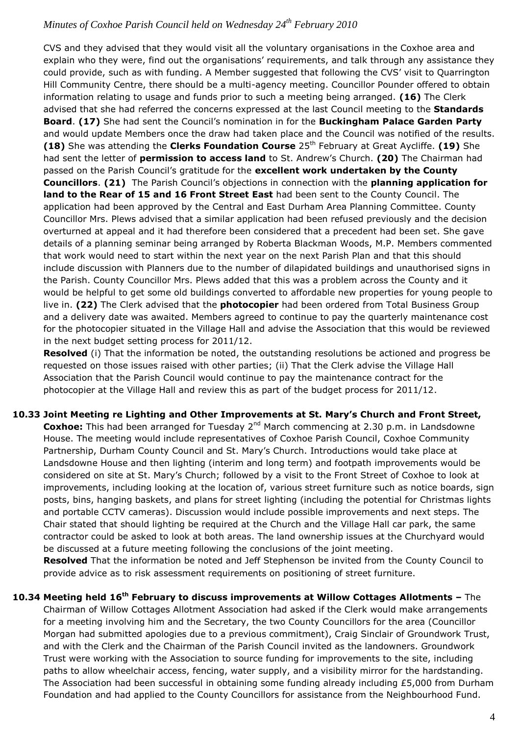CVS and they advised that they would visit all the voluntary organisations in the Coxhoe area and explain who they were, find out the organisations' requirements, and talk through any assistance they could provide, such as with funding. A Member suggested that following the CVS' visit to Quarrington Hill Community Centre, there should be a multi-agency meeting. Councillor Pounder offered to obtain information relating to usage and funds prior to such a meeting being arranged. **(16)** The Clerk advised that she had referred the concerns expressed at the last Council meeting to the **Standards Board**. **(17)** She had sent the Council's nomination in for the **Buckingham Palace Garden Party** and would update Members once the draw had taken place and the Council was notified of the results. **(18)** She was attending the **Clerks Foundation Course** 25th February at Great Aycliffe. **(19)** She had sent the letter of **permission to access land** to St. Andrew's Church. **(20)** The Chairman had passed on the Parish Council's gratitude for the **excellent work undertaken by the County Councillors**. **(21)** The Parish Council's objections in connection with the **planning application for land to the Rear of 15 and 16 Front Street East** had been sent to the County Council. The application had been approved by the Central and East Durham Area Planning Committee. County Councillor Mrs. Plews advised that a similar application had been refused previously and the decision overturned at appeal and it had therefore been considered that a precedent had been set. She gave details of a planning seminar being arranged by Roberta Blackman Woods, M.P. Members commented that work would need to start within the next year on the next Parish Plan and that this should include discussion with Planners due to the number of dilapidated buildings and unauthorised signs in the Parish. County Councillor Mrs. Plews added that this was a problem across the County and it would be helpful to get some old buildings converted to affordable new properties for young people to live in. **(22)** The Clerk advised that the **photocopier** had been ordered from Total Business Group and a delivery date was awaited. Members agreed to continue to pay the quarterly maintenance cost for the photocopier situated in the Village Hall and advise the Association that this would be reviewed in the next budget setting process for 2011/12.

**Resolved** (i) That the information be noted, the outstanding resolutions be actioned and progress be requested on those issues raised with other parties; (ii) That the Clerk advise the Village Hall Association that the Parish Council would continue to pay the maintenance contract for the photocopier at the Village Hall and review this as part of the budget process for 2011/12.

**10.33 Joint Meeting re Lighting and Other Improvements at St. Mary's Church and Front Street, Coxhoe:** This had been arranged for Tuesday 2nd March commencing at 2.30 p.m. in Landsdowne House. The meeting would include representatives of Coxhoe Parish Council, Coxhoe Community Partnership, Durham County Council and St. Mary's Church. Introductions would take place at Landsdowne House and then lighting (interim and long term) and footpath improvements would be considered on site at St. Mary's Church; followed by a visit to the Front Street of Coxhoe to look at improvements, including looking at the location of, various street furniture such as notice boards, sign posts, bins, hanging baskets, and plans for street lighting (including the potential for Christmas lights and portable CCTV cameras). Discussion would include possible improvements and next steps. The Chair stated that should lighting be required at the Church and the Village Hall car park, the same contractor could be asked to look at both areas. The land ownership issues at the Churchyard would be discussed at a future meeting following the conclusions of the joint meeting.

**Resolved** That the information be noted and Jeff Stephenson be invited from the County Council to provide advice as to risk assessment requirements on positioning of street furniture.

**10.34 Meeting held 16th February to discuss improvements at Willow Cottages Allotments –** The Chairman of Willow Cottages Allotment Association had asked if the Clerk would make arrangements for a meeting involving him and the Secretary, the two County Councillors for the area (Councillor Morgan had submitted apologies due to a previous commitment), Craig Sinclair of Groundwork Trust, and with the Clerk and the Chairman of the Parish Council invited as the landowners. Groundwork Trust were working with the Association to source funding for improvements to the site, including paths to allow wheelchair access, fencing, water supply, and a visibility mirror for the hardstanding. The Association had been successful in obtaining some funding already including £5,000 from Durham Foundation and had applied to the County Councillors for assistance from the Neighbourhood Fund.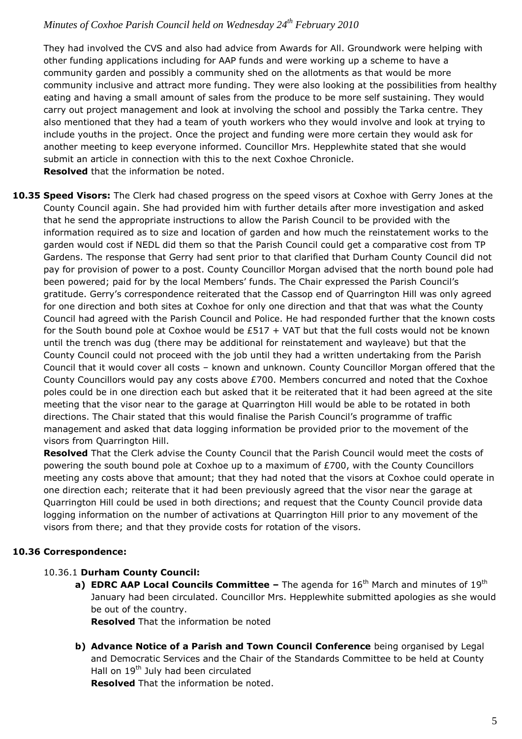They had involved the CVS and also had advice from Awards for All. Groundwork were helping with other funding applications including for AAP funds and were working up a scheme to have a community garden and possibly a community shed on the allotments as that would be more community inclusive and attract more funding. They were also looking at the possibilities from healthy eating and having a small amount of sales from the produce to be more self sustaining. They would carry out project management and look at involving the school and possibly the Tarka centre. They also mentioned that they had a team of youth workers who they would involve and look at trying to include youths in the project. Once the project and funding were more certain they would ask for another meeting to keep everyone informed. Councillor Mrs. Hepplewhite stated that she would submit an article in connection with this to the next Coxhoe Chronicle.
**Resolved** that the information be noted.

**10.35 Speed Visors:** The Clerk had chased progress on the speed visors at Coxhoe with Gerry Jones at the County Council again. She had provided him with further details after more investigation and asked that he send the appropriate instructions to allow the Parish Council to be provided with the information required as to size and location of garden and how much the reinstatement works to the garden would cost if NEDL did them so that the Parish Council could get a comparative cost from TP Gardens. The response that Gerry had sent prior to that clarified that Durham County Council did not pay for provision of power to a post. County Councillor Morgan advised that the north bound pole had been powered; paid for by the local Members' funds. The Chair expressed the Parish Council's gratitude. Gerry's correspondence reiterated that the Cassop end of Quarrington Hill was only agreed for one direction and both sites at Coxhoe for only one direction and that that was what the County Council had agreed with the Parish Council and Police. He had responded further that the known costs for the South bound pole at Coxhoe would be £517 + VAT but that the full costs would not be known until the trench was dug (there may be additional for reinstatement and wayleave) but that the County Council could not proceed with the job until they had a written undertaking from the Parish Council that it would cover all costs – known and unknown. County Councillor Morgan offered that the County Councillors would pay any costs above £700. Members concurred and noted that the Coxhoe poles could be in one direction each but asked that it be reiterated that it had been agreed at the site meeting that the visor near to the garage at Quarrington Hill would be able to be rotated in both directions. The Chair stated that this would finalise the Parish Council's programme of traffic management and asked that data logging information be provided prior to the movement of the visors from Quarrington Hill.
**Resolved** That the Clerk advise the County Council that the Parish Council would meet the costs of powering the south bound pole at Coxhoe up to a maximum of £700, with the County Councillors meeting any costs above that amount; that they had noted that the visors at Coxhoe could operate in one direction each; reiterate that it had been previously agreed that the visor near the garage at Quarrington Hill could be used in both directions; and request that the County Council provide data logging information on the number of activations at Quarrington Hill prior to any movement of the visors from there; and that they provide costs for rotation of the visors.

**10.36 Correspondence:**

10.36.1 **Durham County Council:**

**a) EDRC AAP Local Councils Committee –** The agenda for 16th March and minutes of 19th January had been circulated. Councillor Mrs. Hepplewhite submitted apologies as she would be out of the country.
**Resolved** That the information be noted

**b) Advance Notice of a Parish and Town Council Conference** being organised by Legal and Democratic Services and the Chair of the Standards Committee to be held at County Hall on 19th July had been circulated
**Resolved** That the information be noted.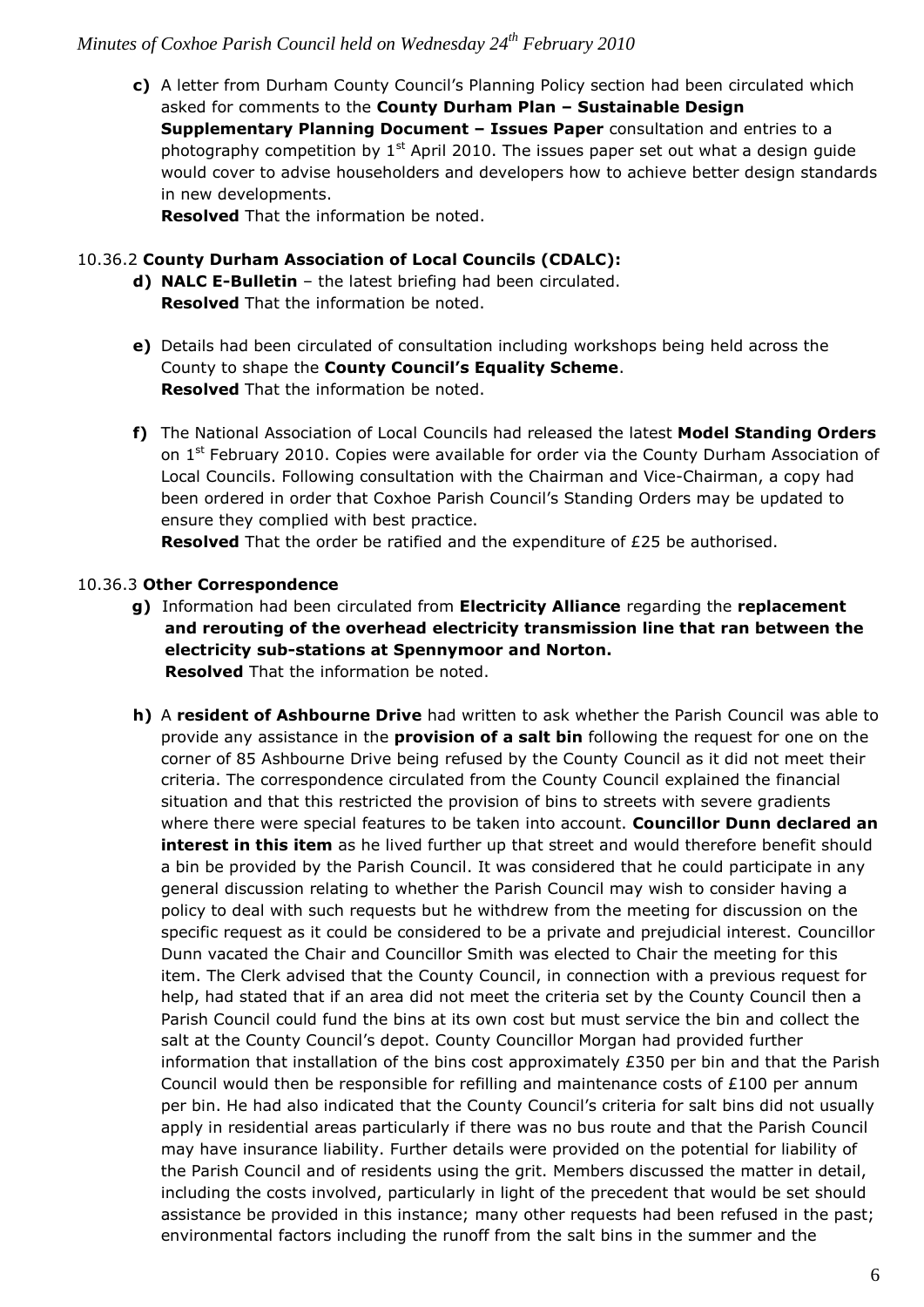**c)** A letter from Durham County Council's Planning Policy section had been circulated which asked for comments to the **County Durham Plan – Sustainable Design Supplementary Planning Document – Issues Paper** consultation and entries to a photography competition by 1st April 2010. The issues paper set out what a design guide would cover to advise householders and developers how to achieve better design standards in new developments.
**Resolved** That the information be noted.

10.36.2 **County Durham Association of Local Councils (CDALC):**

**d) NALC E-Bulletin** – the latest briefing had been circulated.
**Resolved** That the information be noted.

**e)** Details had been circulated of consultation including workshops being held across the County to shape the **County Council's Equality Scheme**.
**Resolved** That the information be noted.

**f)** The National Association of Local Councils had released the latest **Model Standing Orders** on 1st February 2010. Copies were available for order via the County Durham Association of Local Councils. Following consultation with the Chairman and Vice-Chairman, a copy had been ordered in order that Coxhoe Parish Council's Standing Orders may be updated to ensure they complied with best practice.
**Resolved** That the order be ratified and the expenditure of £25 be authorised.

10.36.3 **Other Correspondence**

**g)** Information had been circulated from **Electricity Alliance** regarding the **replacement and rerouting of the overhead electricity transmission line that ran between the electricity sub-stations at Spennymoor and Norton.**
**Resolved** That the information be noted.

**h)** A **resident of Ashbourne Drive** had written to ask whether the Parish Council was able to provide any assistance in the **provision of a salt bin** following the request for one on the corner of 85 Ashbourne Drive being refused by the County Council as it did not meet their criteria. The correspondence circulated from the County Council explained the financial situation and that this restricted the provision of bins to streets with severe gradients where there were special features to be taken into account. **Councillor Dunn declared an interest in this item** as he lived further up that street and would therefore benefit should a bin be provided by the Parish Council. It was considered that he could participate in any general discussion relating to whether the Parish Council may wish to consider having a policy to deal with such requests but he withdrew from the meeting for discussion on the specific request as it could be considered to be a private and prejudicial interest. Councillor Dunn vacated the Chair and Councillor Smith was elected to Chair the meeting for this item. The Clerk advised that the County Council, in connection with a previous request for help, had stated that if an area did not meet the criteria set by the County Council then a Parish Council could fund the bins at its own cost but must service the bin and collect the salt at the County Council's depot. County Councillor Morgan had provided further information that installation of the bins cost approximately £350 per bin and that the Parish Council would then be responsible for refilling and maintenance costs of £100 per annum per bin. He had also indicated that the County Council's criteria for salt bins did not usually apply in residential areas particularly if there was no bus route and that the Parish Council may have insurance liability. Further details were provided on the potential for liability of the Parish Council and of residents using the grit. Members discussed the matter in detail, including the costs involved, particularly in light of the precedent that would be set should assistance be provided in this instance; many other requests had been refused in the past; environmental factors including the runoff from the salt bins in the summer and the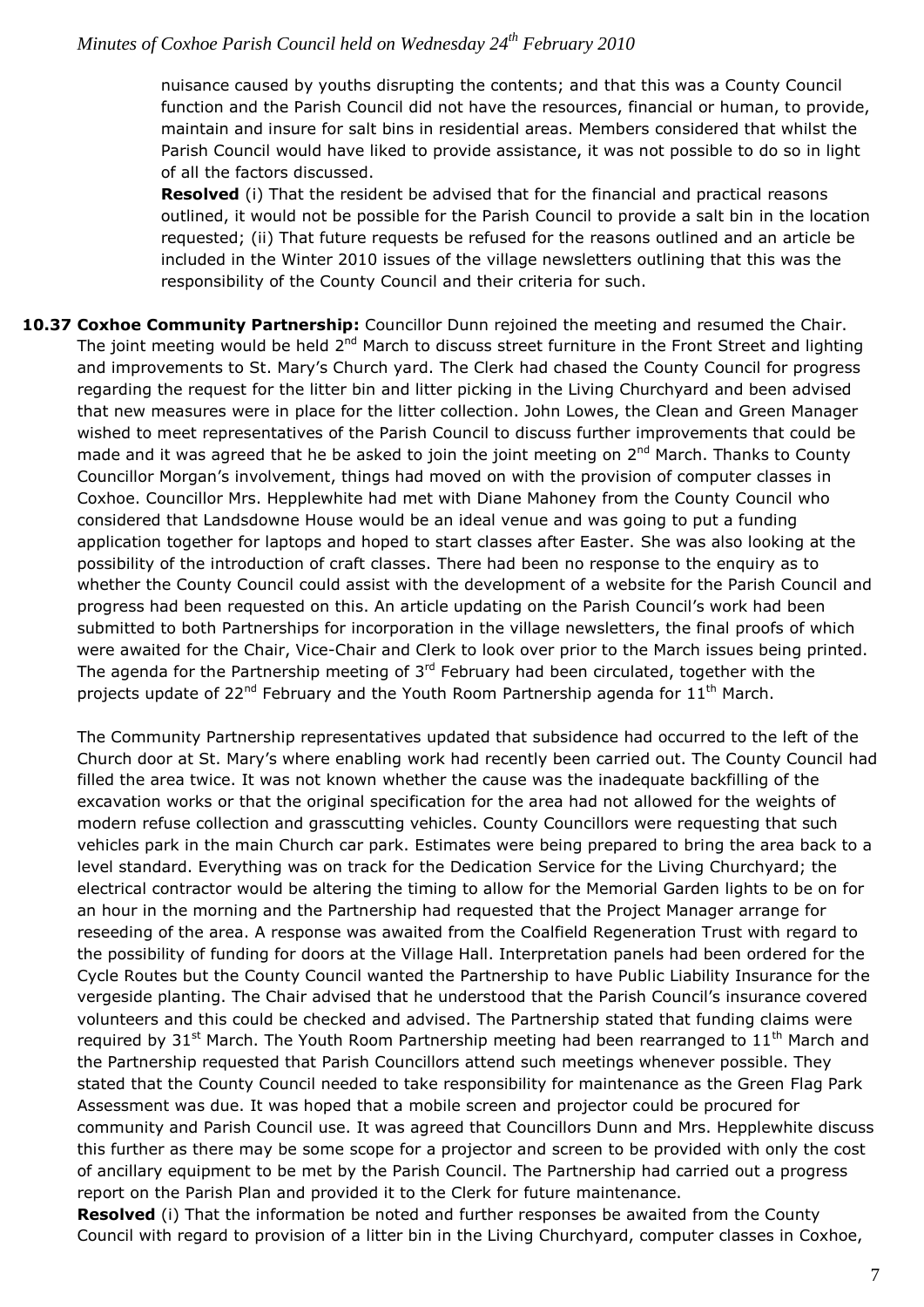nuisance caused by youths disrupting the contents; and that this was a County Council function and the Parish Council did not have the resources, financial or human, to provide, maintain and insure for salt bins in residential areas. Members considered that whilst the Parish Council would have liked to provide assistance, it was not possible to do so in light of all the factors discussed.

**Resolved** (i) That the resident be advised that for the financial and practical reasons outlined, it would not be possible for the Parish Council to provide a salt bin in the location requested; (ii) That future requests be refused for the reasons outlined and an article be included in the Winter 2010 issues of the village newsletters outlining that this was the responsibility of the County Council and their criteria for such.

**10.37 Coxhoe Community Partnership:** Councillor Dunn rejoined the meeting and resumed the Chair. The joint meeting would be held 2nd March to discuss street furniture in the Front Street and lighting and improvements to St. Mary's Church yard. The Clerk had chased the County Council for progress regarding the request for the litter bin and litter picking in the Living Churchyard and been advised that new measures were in place for the litter collection. John Lowes, the Clean and Green Manager wished to meet representatives of the Parish Council to discuss further improvements that could be made and it was agreed that he be asked to join the joint meeting on 2nd March. Thanks to County Councillor Morgan's involvement, things had moved on with the provision of computer classes in Coxhoe. Councillor Mrs. Hepplewhite had met with Diane Mahoney from the County Council who considered that Landsdowne House would be an ideal venue and was going to put a funding application together for laptops and hoped to start classes after Easter. She was also looking at the possibility of the introduction of craft classes. There had been no response to the enquiry as to whether the County Council could assist with the development of a website for the Parish Council and progress had been requested on this. An article updating on the Parish Council's work had been submitted to both Partnerships for incorporation in the village newsletters, the final proofs of which were awaited for the Chair, Vice-Chair and Clerk to look over prior to the March issues being printed. The agenda for the Partnership meeting of 3rd February had been circulated, together with the projects update of 22nd February and the Youth Room Partnership agenda for 11th March.

The Community Partnership representatives updated that subsidence had occurred to the left of the Church door at St. Mary's where enabling work had recently been carried out. The County Council had filled the area twice. It was not known whether the cause was the inadequate backfilling of the excavation works or that the original specification for the area had not allowed for the weights of modern refuse collection and grasscutting vehicles. County Councillors were requesting that such vehicles park in the main Church car park. Estimates were being prepared to bring the area back to a level standard. Everything was on track for the Dedication Service for the Living Churchyard; the electrical contractor would be altering the timing to allow for the Memorial Garden lights to be on for an hour in the morning and the Partnership had requested that the Project Manager arrange for reseeding of the area. A response was awaited from the Coalfield Regeneration Trust with regard to the possibility of funding for doors at the Village Hall. Interpretation panels had been ordered for the Cycle Routes but the County Council wanted the Partnership to have Public Liability Insurance for the vergeside planting. The Chair advised that he understood that the Parish Council's insurance covered volunteers and this could be checked and advised. The Partnership stated that funding claims were required by 31st March. The Youth Room Partnership meeting had been rearranged to 11th March and the Partnership requested that Parish Councillors attend such meetings whenever possible. They stated that the County Council needed to take responsibility for maintenance as the Green Flag Park Assessment was due. It was hoped that a mobile screen and projector could be procured for community and Parish Council use. It was agreed that Councillors Dunn and Mrs. Hepplewhite discuss this further as there may be some scope for a projector and screen to be provided with only the cost of ancillary equipment to be met by the Parish Council. The Partnership had carried out a progress report on the Parish Plan and provided it to the Clerk for future maintenance.

**Resolved** (i) That the information be noted and further responses be awaited from the County Council with regard to provision of a litter bin in the Living Churchyard, computer classes in Coxhoe,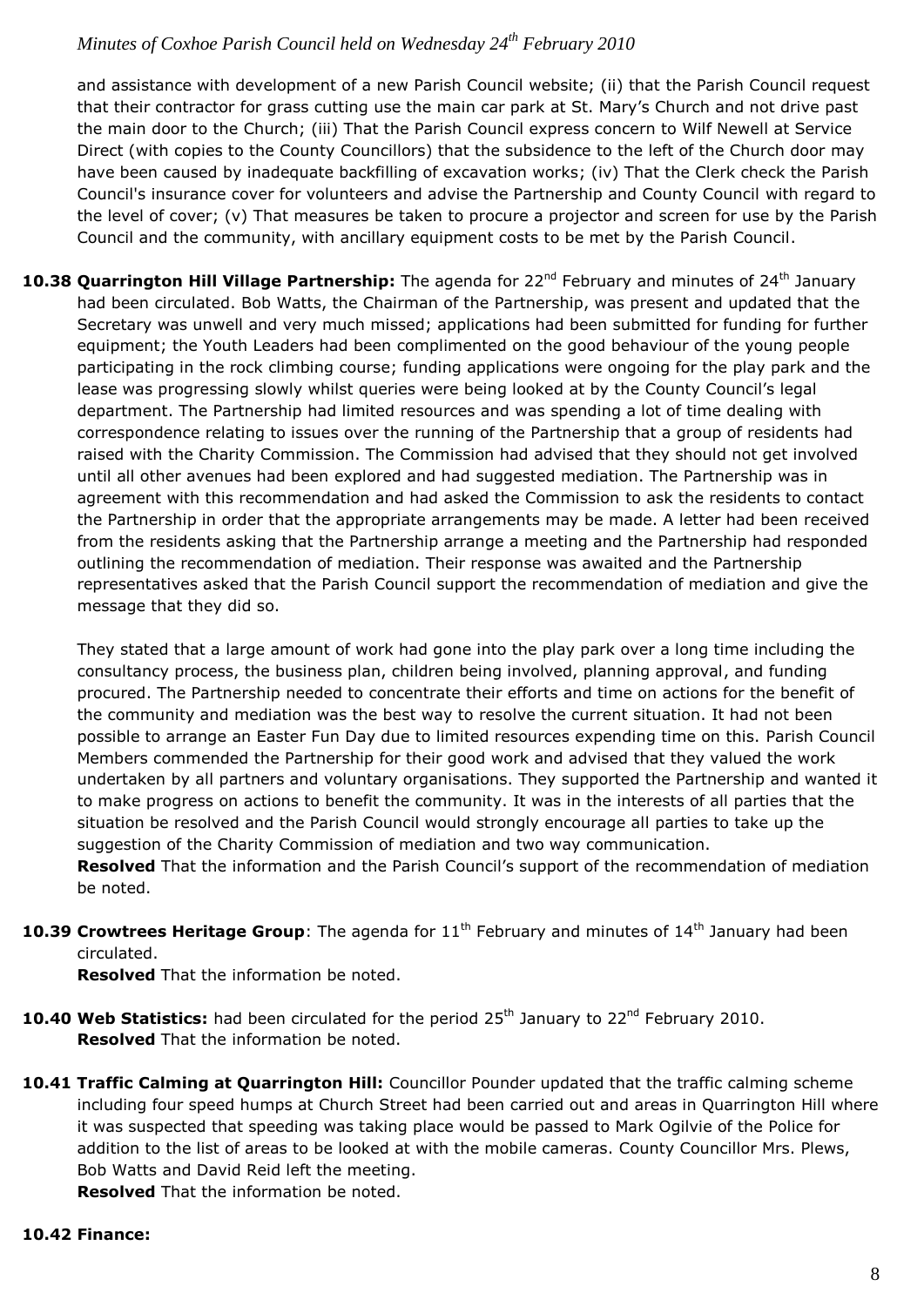and assistance with development of a new Parish Council website; (ii) that the Parish Council request that their contractor for grass cutting use the main car park at St. Mary's Church and not drive past the main door to the Church; (iii) That the Parish Council express concern to Wilf Newell at Service Direct (with copies to the County Councillors) that the subsidence to the left of the Church door may have been caused by inadequate backfilling of excavation works; (iv) That the Clerk check the Parish Council's insurance cover for volunteers and advise the Partnership and County Council with regard to the level of cover; (v) That measures be taken to procure a projector and screen for use by the Parish Council and the community, with ancillary equipment costs to be met by the Parish Council.

**10.38 Quarrington Hill Village Partnership:** The agenda for 22nd February and minutes of 24th January had been circulated. Bob Watts, the Chairman of the Partnership, was present and updated that the Secretary was unwell and very much missed; applications had been submitted for funding for further equipment; the Youth Leaders had been complimented on the good behaviour of the young people participating in the rock climbing course; funding applications were ongoing for the play park and the lease was progressing slowly whilst queries were being looked at by the County Council's legal department. The Partnership had limited resources and was spending a lot of time dealing with correspondence relating to issues over the running of the Partnership that a group of residents had raised with the Charity Commission. The Commission had advised that they should not get involved until all other avenues had been explored and had suggested mediation. The Partnership was in agreement with this recommendation and had asked the Commission to ask the residents to contact the Partnership in order that the appropriate arrangements may be made. A letter had been received from the residents asking that the Partnership arrange a meeting and the Partnership had responded outlining the recommendation of mediation. Their response was awaited and the Partnership representatives asked that the Parish Council support the recommendation of mediation and give the message that they did so.

They stated that a large amount of work had gone into the play park over a long time including the consultancy process, the business plan, children being involved, planning approval, and funding procured. The Partnership needed to concentrate their efforts and time on actions for the benefit of the community and mediation was the best way to resolve the current situation. It had not been possible to arrange an Easter Fun Day due to limited resources expending time on this. Parish Council Members commended the Partnership for their good work and advised that they valued the work undertaken by all partners and voluntary organisations. They supported the Partnership and wanted it to make progress on actions to benefit the community. It was in the interests of all parties that the situation be resolved and the Parish Council would strongly encourage all parties to take up the suggestion of the Charity Commission of mediation and two way communication.
**Resolved** That the information and the Parish Council's support of the recommendation of mediation be noted.

**10.39 Crowtrees Heritage Group**: The agenda for 11th February and minutes of 14th January had been circulated.
**Resolved** That the information be noted.

**10.40 Web Statistics:** had been circulated for the period 25th January to 22nd February 2010.
**Resolved** That the information be noted.

**10.41 Traffic Calming at Quarrington Hill:** Councillor Pounder updated that the traffic calming scheme including four speed humps at Church Street had been carried out and areas in Quarrington Hill where it was suspected that speeding was taking place would be passed to Mark Ogilvie of the Police for addition to the list of areas to be looked at with the mobile cameras. County Councillor Mrs. Plews, Bob Watts and David Reid left the meeting.
**Resolved** That the information be noted.

**10.42 Finance:**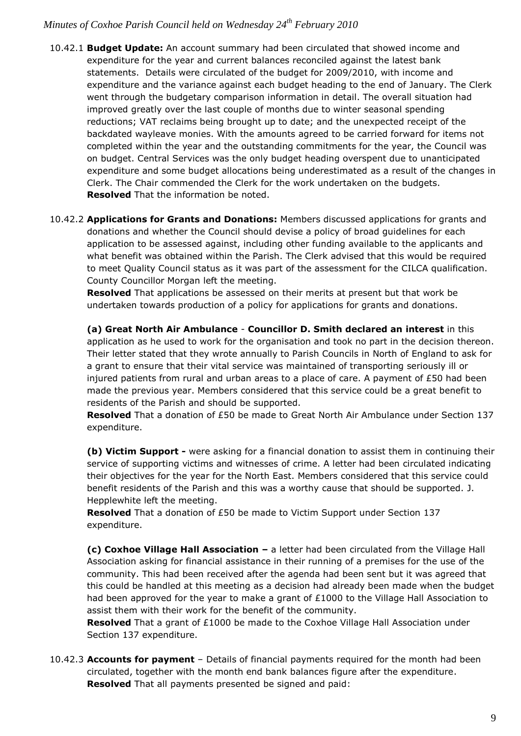10.42.1 **Budget Update:** An account summary had been circulated that showed income and expenditure for the year and current balances reconciled against the latest bank statements. Details were circulated of the budget for 2009/2010, with income and expenditure and the variance against each budget heading to the end of January. The Clerk went through the budgetary comparison information in detail. The overall situation had improved greatly over the last couple of months due to winter seasonal spending reductions; VAT reclaims being brought up to date; and the unexpected receipt of the backdated wayleave monies. With the amounts agreed to be carried forward for items not completed within the year and the outstanding commitments for the year, the Council was on budget. Central Services was the only budget heading overspent due to unanticipated expenditure and some budget allocations being underestimated as a result of the changes in Clerk. The Chair commended the Clerk for the work undertaken on the budgets.
**Resolved** That the information be noted.

10.42.2 **Applications for Grants and Donations:** Members discussed applications for grants and donations and whether the Council should devise a policy of broad guidelines for each application to be assessed against, including other funding available to the applicants and what benefit was obtained within the Parish. The Clerk advised that this would be required to meet Quality Council status as it was part of the assessment for the CILCA qualification. County Councillor Morgan left the meeting.
**Resolved** That applications be assessed on their merits at present but that work be undertaken towards production of a policy for applications for grants and donations.

**(a) Great North Air Ambulance** - **Councillor D. Smith declared an interest** in this application as he used to work for the organisation and took no part in the decision thereon. Their letter stated that they wrote annually to Parish Councils in North of England to ask for a grant to ensure that their vital service was maintained of transporting seriously ill or injured patients from rural and urban areas to a place of care. A payment of £50 had been made the previous year. Members considered that this service could be a great benefit to residents of the Parish and should be supported.
**Resolved** That a donation of £50 be made to Great North Air Ambulance under Section 137 expenditure.

**(b) Victim Support -** were asking for a financial donation to assist them in continuing their service of supporting victims and witnesses of crime. A letter had been circulated indicating their objectives for the year for the North East. Members considered that this service could benefit residents of the Parish and this was a worthy cause that should be supported. J. Hepplewhite left the meeting.
**Resolved** That a donation of £50 be made to Victim Support under Section 137 expenditure.

**(c) Coxhoe Village Hall Association –** a letter had been circulated from the Village Hall Association asking for financial assistance in their running of a premises for the use of the community. This had been received after the agenda had been sent but it was agreed that this could be handled at this meeting as a decision had already been made when the budget had been approved for the year to make a grant of £1000 to the Village Hall Association to assist them with their work for the benefit of the community.
**Resolved** That a grant of £1000 be made to the Coxhoe Village Hall Association under Section 137 expenditure.

10.42.3 **Accounts for payment** – Details of financial payments required for the month had been circulated, together with the month end bank balances figure after the expenditure.
**Resolved** That all payments presented be signed and paid: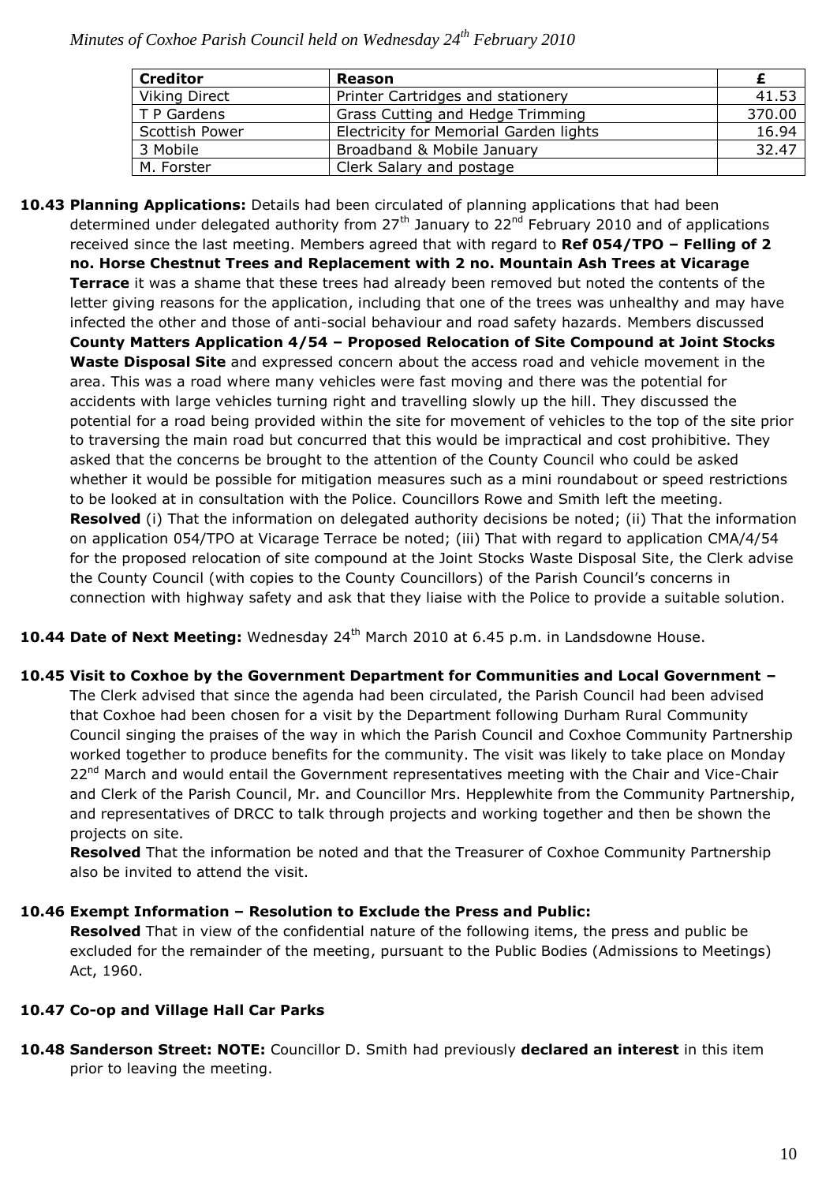| Creditor | Reason | £ |
|---|---|---|
| Viking Direct | Printer Cartridges and stationery | 41.53 |
| T P Gardens | Grass Cutting and Hedge Trimming | 370.00 |
| Scottish Power | Electricity for Memorial Garden lights | 16.94 |
| 3 Mobile | Broadband & Mobile January | 32.47 |
| M. Forster | Clerk Salary and postage | |

**10.43 Planning Applications:** Details had been circulated of planning applications that had been determined under delegated authority from 27th January to 22nd February 2010 and of applications received since the last meeting. Members agreed that with regard to **Ref 054/TPO – Felling of 2 no. Horse Chestnut Trees and Replacement with 2 no. Mountain Ash Trees at Vicarage Terrace** it was a shame that these trees had already been removed but noted the contents of the letter giving reasons for the application, including that one of the trees was unhealthy and may have infected the other and those of anti-social behaviour and road safety hazards. Members discussed **County Matters Application 4/54 – Proposed Relocation of Site Compound at Joint Stocks Waste Disposal Site** and expressed concern about the access road and vehicle movement in the area. This was a road where many vehicles were fast moving and there was the potential for accidents with large vehicles turning right and travelling slowly up the hill. They discussed the potential for a road being provided within the site for movement of vehicles to the top of the site prior to traversing the main road but concurred that this would be impractical and cost prohibitive. They asked that the concerns be brought to the attention of the County Council who could be asked whether it would be possible for mitigation measures such as a mini roundabout or speed restrictions to be looked at in consultation with the Police. Councillors Rowe and Smith left the meeting.
**Resolved** (i) That the information on delegated authority decisions be noted; (ii) That the information on application 054/TPO at Vicarage Terrace be noted; (iii) That with regard to application CMA/4/54 for the proposed relocation of site compound at the Joint Stocks Waste Disposal Site, the Clerk advise the County Council (with copies to the County Councillors) of the Parish Council's concerns in connection with highway safety and ask that they liaise with the Police to provide a suitable solution.

**10.44 Date of Next Meeting:** Wednesday 24th March 2010 at 6.45 p.m. in Landsdowne House.

**10.45 Visit to Coxhoe by the Government Department for Communities and Local Government –** The Clerk advised that since the agenda had been circulated, the Parish Council had been advised that Coxhoe had been chosen for a visit by the Department following Durham Rural Community Council singing the praises of the way in which the Parish Council and Coxhoe Community Partnership worked together to produce benefits for the community. The visit was likely to take place on Monday 22nd March and would entail the Government representatives meeting with the Chair and Vice-Chair and Clerk of the Parish Council, Mr. and Councillor Mrs. Hepplewhite from the Community Partnership, and representatives of DRCC to talk through projects and working together and then be shown the projects on site.
**Resolved** That the information be noted and that the Treasurer of Coxhoe Community Partnership also be invited to attend the visit.

**10.46 Exempt Information – Resolution to Exclude the Press and Public:**
**Resolved** That in view of the confidential nature of the following items, the press and public be excluded for the remainder of the meeting, pursuant to the Public Bodies (Admissions to Meetings) Act, 1960.

**10.47 Co-op and Village Hall Car Parks**

**10.48 Sanderson Street: NOTE:** Councillor D. Smith had previously **declared an interest** in this item prior to leaving the meeting.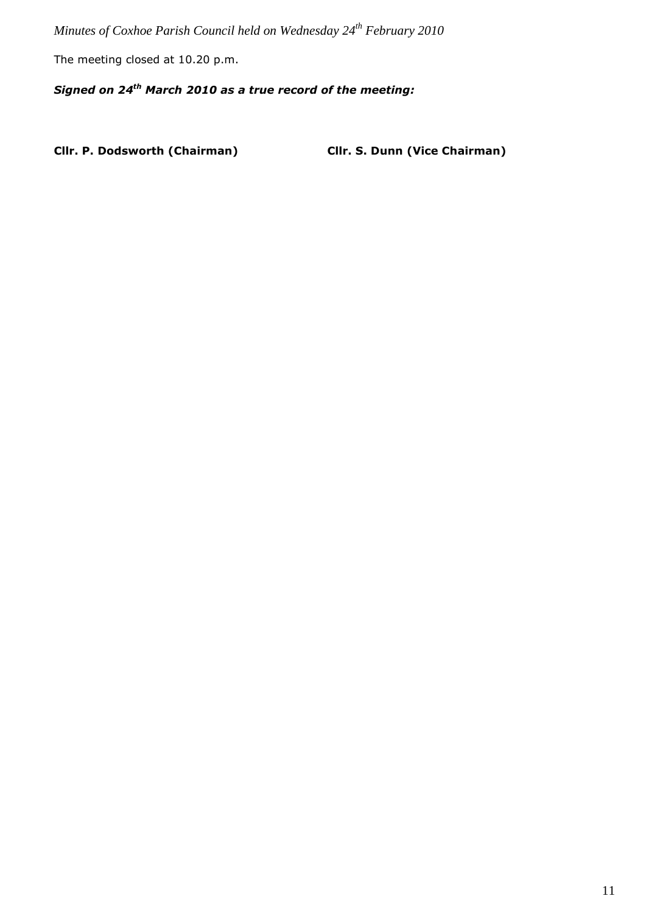The meeting closed at 10.20 p.m.

***Signed on 24th March 2010 as a true record of the meeting:***

**Cllr. P. Dodsworth (Chairman)** **Cllr. S. Dunn (Vice Chairman)**